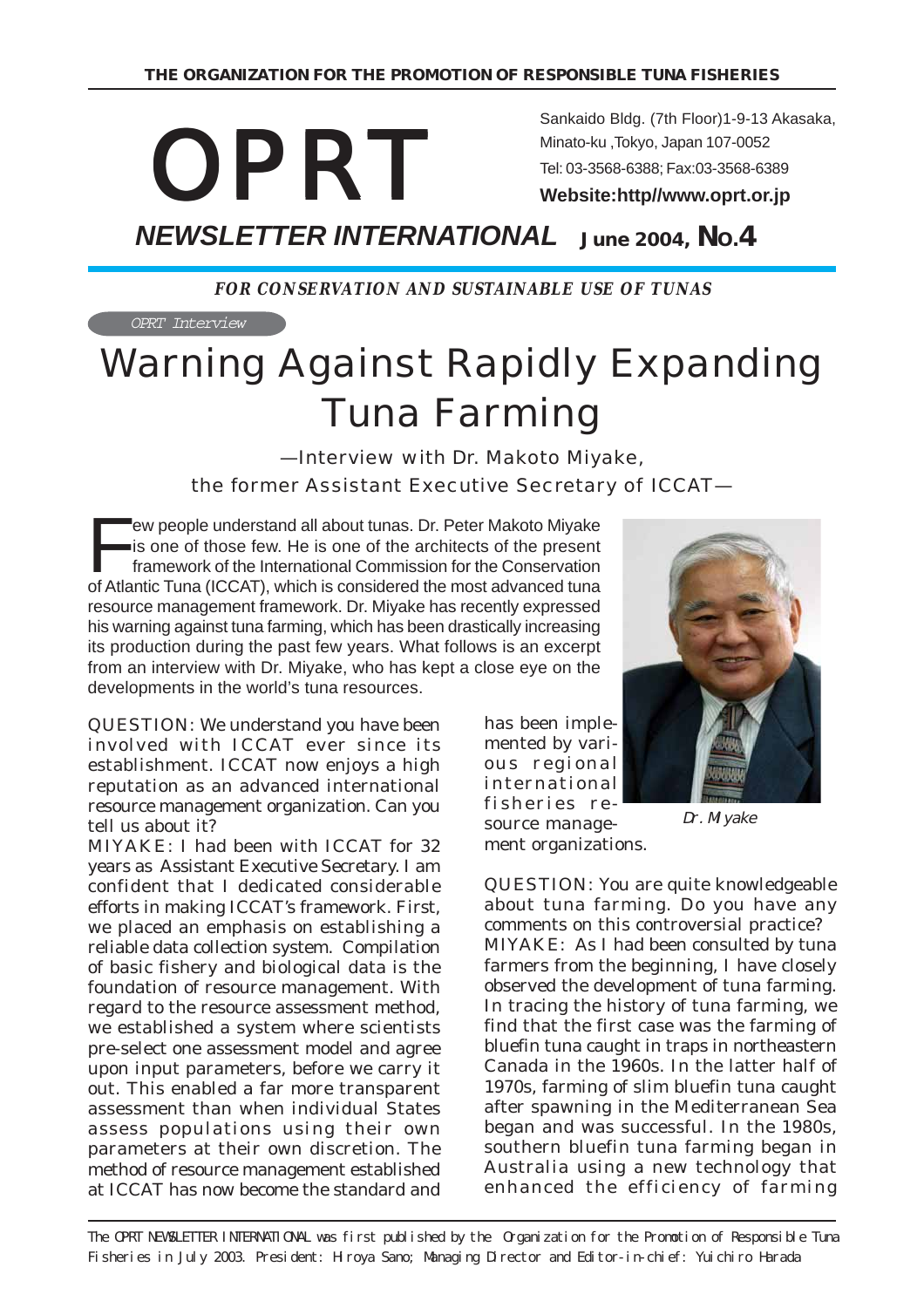**THE ORGANIZATION FOR THE PROMOTION OF RESPONSIBLE TUNA FISHERIES**

# OPRT

Sankaido Bldg. (7th Floor)1-9-13 Akasaka, Minato-ku ,Tokyo, Japan 107-0052
Tel: 03-3568-6388; Fax:03-3568-6389
**Website:http//www.oprt.or.jp**

## *NEWSLETTER INTERNATIONAL* June 2004, No.4

***FOR CONSERVATION AND SUSTAINABLE USE OF TUNAS***

*OPRT Interview*

# Warning Against Rapidly Expanding Tuna Farming

—Interview with Dr. Makoto Miyake, the former Assistant Executive Secretary of ICCAT—

Few people understand all about tunas. Dr. Peter Makoto Miyake is one of those few. He is one of the architects of the present framework of the International Commission for the Conservation of Atlantic Tuna (ICCAT), which is considered the most advanced tuna resource management framework. Dr. Miyake has recently expressed his warning against tuna farming, which has been drastically increasing its production during the past few years. What follows is an excerpt from an interview with Dr. Miyake, who has kept a close eye on the developments in the world's tuna resources.

Dr. Miyake

QUESTION: We understand you have been involved with ICCAT ever since its establishment. ICCAT now enjoys a high reputation as an advanced international resource management organization. Can you tell us about it?

MIYAKE: I had been with ICCAT for 32 years as Assistant Executive Secretary. I am confident that I dedicated considerable efforts in making ICCAT's framework. First, we placed an emphasis on establishing a reliable data collection system. Compilation of basic fishery and biological data is the foundation of resource management. With regard to the resource assessment method, we established a system where scientists pre-select one assessment model and agree upon input parameters, before we carry it out. This enabled a far more transparent assessment than when individual States assess populations using their own parameters at their own discretion. The method of resource management established at ICCAT has now become the standard and has been implemented by various regional international fisheries resource management organizations.

QUESTION: You are quite knowledgeable about tuna farming. Do you have any comments on this controversial practice?

MIYAKE: As I had been consulted by tuna farmers from the beginning, I have closely observed the development of tuna farming. In tracing the history of tuna farming, we find that the first case was the farming of bluefin tuna caught in traps in northeastern Canada in the 1960s. In the latter half of 1970s, farming of slim bluefin tuna caught after spawning in the Mediterranean Sea began and was successful. In the 1980s, southern bluefin tuna farming began in Australia using a new technology that enhanced the efficiency of farming

The OPRT NEWSLETTER INTERNATIONAL was first published by the Organization for the Promotion of Responsible Tuna Fisheries in July 2003. President: Hiroya Sano; Managing Director and Editor-in-chief: Yuichiro Harada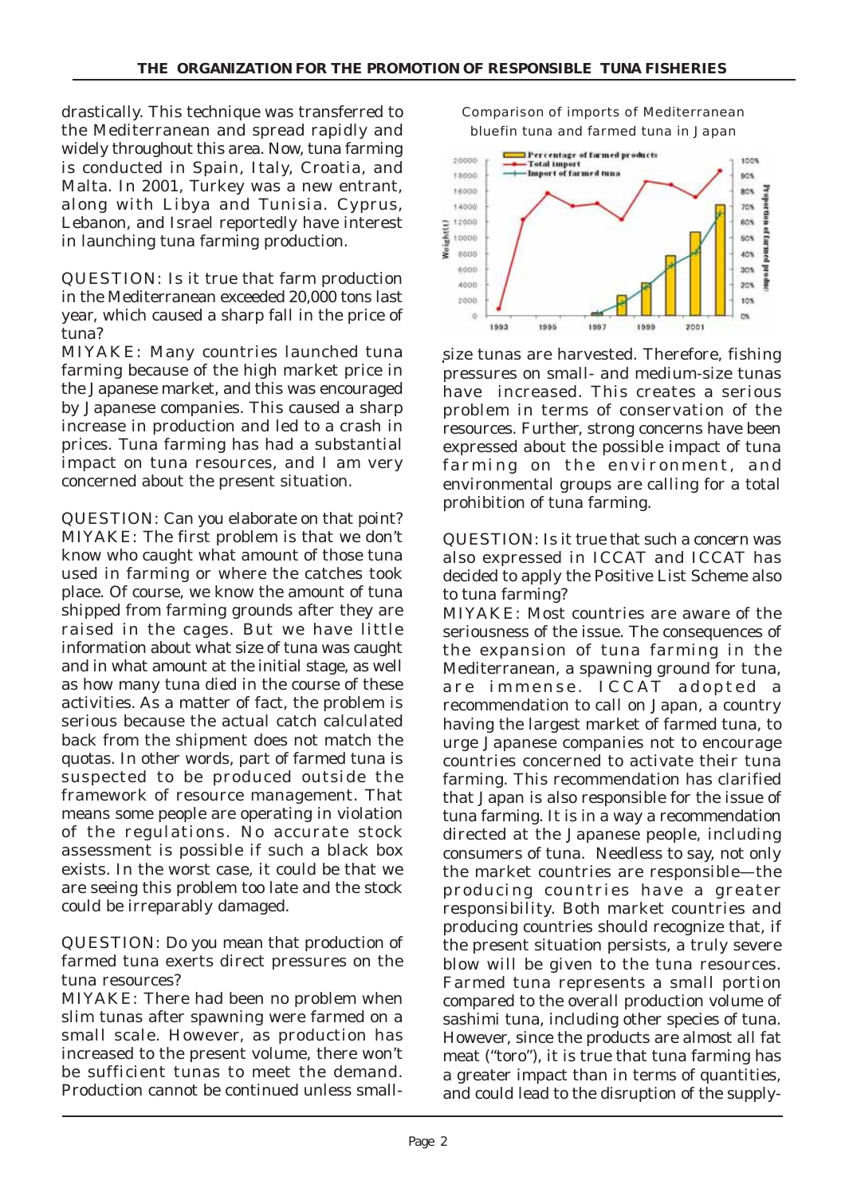drastically. This technique was transferred to the Mediterranean and spread rapidly and widely throughout this area. Now, tuna farming is conducted in Spain, Italy, Croatia, and Malta. In 2001, Turkey was a new entrant, along with Libya and Tunisia. Cyprus, Lebanon, and Israel reportedly have interest in launching tuna farming production.

QUESTION: Is it true that farm production in the Mediterranean exceeded 20,000 tons last year, which caused a sharp fall in the price of tuna?

MIYAKE: Many countries launched tuna farming because of the high market price in the Japanese market, and this was encouraged by Japanese companies. This caused a sharp increase in production and led to a crash in prices. Tuna farming has had a substantial impact on tuna resources, and I am very concerned about the present situation.

QUESTION: Can you elaborate on that point?

MIYAKE: The first problem is that we don't know who caught what amount of those tuna used in farming or where the catches took place. Of course, we know the amount of tuna shipped from farming grounds after they are raised in the cages. But we have little information about what size of tuna was caught and in what amount at the initial stage, as well as how many tuna died in the course of these activities. As a matter of fact, the problem is serious because the actual catch calculated back from the shipment does not match the quotas. In other words, part of farmed tuna is suspected to be produced outside the framework of resource management. That means some people are operating in violation of the regulations. No accurate stock assessment is possible if such a black box exists. In the worst case, it could be that we are seeing this problem too late and the stock could be irreparably damaged.

QUESTION: Do you mean that production of farmed tuna exerts direct pressures on the tuna resources?

MIYAKE: There had been no problem when slim tunas after spawning were farmed on a small scale. However, as production has increased to the present volume, there won't be sufficient tunas to meet the demand. Production cannot be continued unless small-size tunas are harvested. Therefore, fishing pressures on small- and medium-size tunas have increased. This creates a serious problem in terms of conservation of the resources. Further, strong concerns have been expressed about the possible impact of tuna farming on the environment, and environmental groups are calling for a total prohibition of tuna farming.

Comparison of imports of Mediterranean bluefin tuna and farmed tuna in Japan

QUESTION: Is it true that such a concern was also expressed in ICCAT and ICCAT has decided to apply the Positive List Scheme also to tuna farming?

MIYAKE: Most countries are aware of the seriousness of the issue. The consequences of the expansion of tuna farming in the Mediterranean, a spawning ground for tuna, are immense. ICCAT adopted a recommendation to call on Japan, a country having the largest market of farmed tuna, to urge Japanese companies not to encourage countries concerned to activate their tuna farming. This recommendation has clarified that Japan is also responsible for the issue of tuna farming. It is in a way a recommendation directed at the Japanese people, including consumers of tuna. Needless to say, not only the market countries are responsible—the producing countries have a greater responsibility. Both market countries and producing countries should recognize that, if the present situation persists, a truly severe blow will be given to the tuna resources. Farmed tuna represents a small portion compared to the overall production volume of sashimi tuna, including other species of tuna. However, since the products are almost all fat meat ("toro"), it is true that tuna farming has a greater impact than in terms of quantities, and could lead to the disruption of the supply-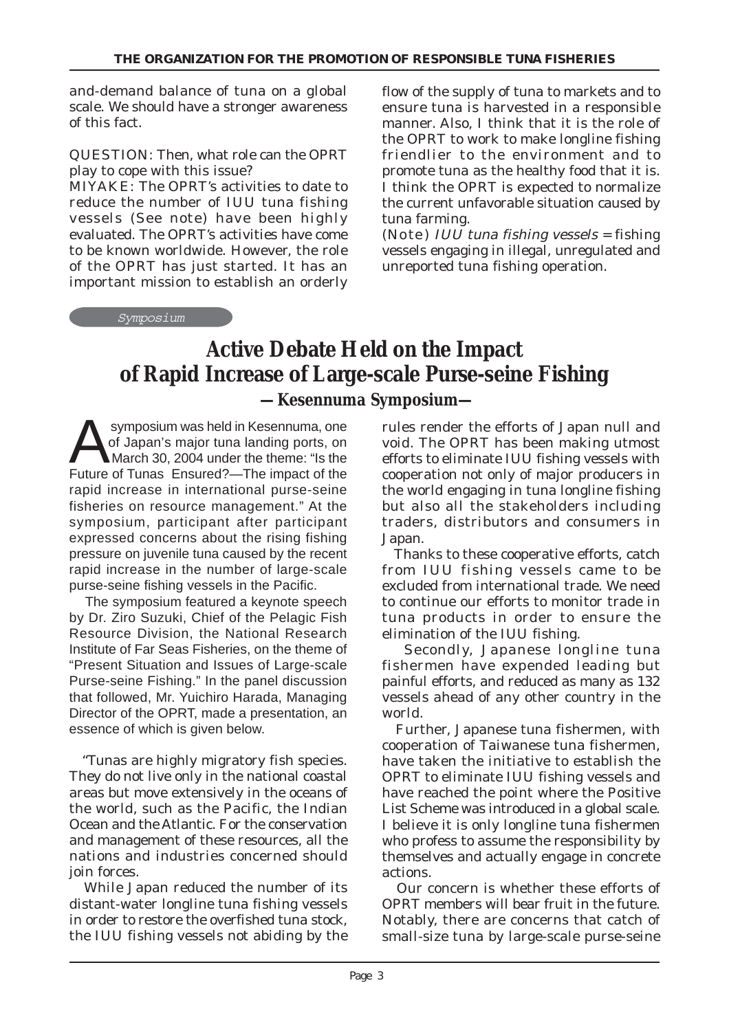and-demand balance of tuna on a global scale. We should have a stronger awareness of this fact.

QUESTION: Then, what role can the OPRT play to cope with this issue?

MIYAKE: The OPRT's activities to date to reduce the number of IUU tuna fishing vessels (See note) have been highly evaluated. The OPRT's activities have come to be known worldwide. However, the role of the OPRT has just started. It has an important mission to establish an orderly flow of the supply of tuna to markets and to ensure tuna is harvested in a responsible manner. Also, I think that it is the role of the OPRT to work to make longline fishing friendlier to the environment and to promote tuna as the healthy food that it is. I think the OPRT is expected to normalize the current unfavorable situation caused by tuna farming.

(Note) *IUU tuna fishing vessels* = fishing vessels engaging in illegal, unregulated and unreported tuna fishing operation.

*Symposium*

# Active Debate Held on the Impact of Rapid Increase of Large-scale Purse-seine Fishing

## —Kesennuma Symposium—

A symposium was held in Kesennuma, one of Japan's major tuna landing ports, on March 30, 2004 under the theme: "Is the Future of Tunas Ensured?—The impact of the rapid increase in international purse-seine fisheries on resource management." At the symposium, participant after participant expressed concerns about the rising fishing pressure on juvenile tuna caused by the recent rapid increase in the number of large-scale purse-seine fishing vessels in the Pacific.

The symposium featured a keynote speech by Dr. Ziro Suzuki, Chief of the Pelagic Fish Resource Division, the National Research Institute of Far Seas Fisheries, on the theme of "Present Situation and Issues of Large-scale Purse-seine Fishing." In the panel discussion that followed, Mr. Yuichiro Harada, Managing Director of the OPRT, made a presentation, an essence of which is given below.

"Tunas are highly migratory fish species. They do not live only in the national coastal areas but move extensively in the oceans of the world, such as the Pacific, the Indian Ocean and the Atlantic. For the conservation and management of these resources, all the nations and industries concerned should join forces.

While Japan reduced the number of its distant-water longline tuna fishing vessels in order to restore the overfished tuna stock, the IUU fishing vessels not abiding by the rules render the efforts of Japan null and void. The OPRT has been making utmost efforts to eliminate IUU fishing vessels with cooperation not only of major producers in the world engaging in tuna longline fishing but also all the stakeholders including traders, distributors and consumers in Japan.

Thanks to these cooperative efforts, catch from IUU fishing vessels came to be excluded from international trade. We need to continue our efforts to monitor trade in tuna products in order to ensure the elimination of the IUU fishing.

Secondly, Japanese longline tuna fishermen have expended leading but painful efforts, and reduced as many as 132 vessels ahead of any other country in the world.

Further, Japanese tuna fishermen, with cooperation of Taiwanese tuna fishermen, have taken the initiative to establish the OPRT to eliminate IUU fishing vessels and have reached the point where the Positive List Scheme was introduced in a global scale. I believe it is only longline tuna fishermen who profess to assume the responsibility by themselves and actually engage in concrete actions.

Our concern is whether these efforts of OPRT members will bear fruit in the future. Notably, there are concerns that catch of small-size tuna by large-scale purse-seine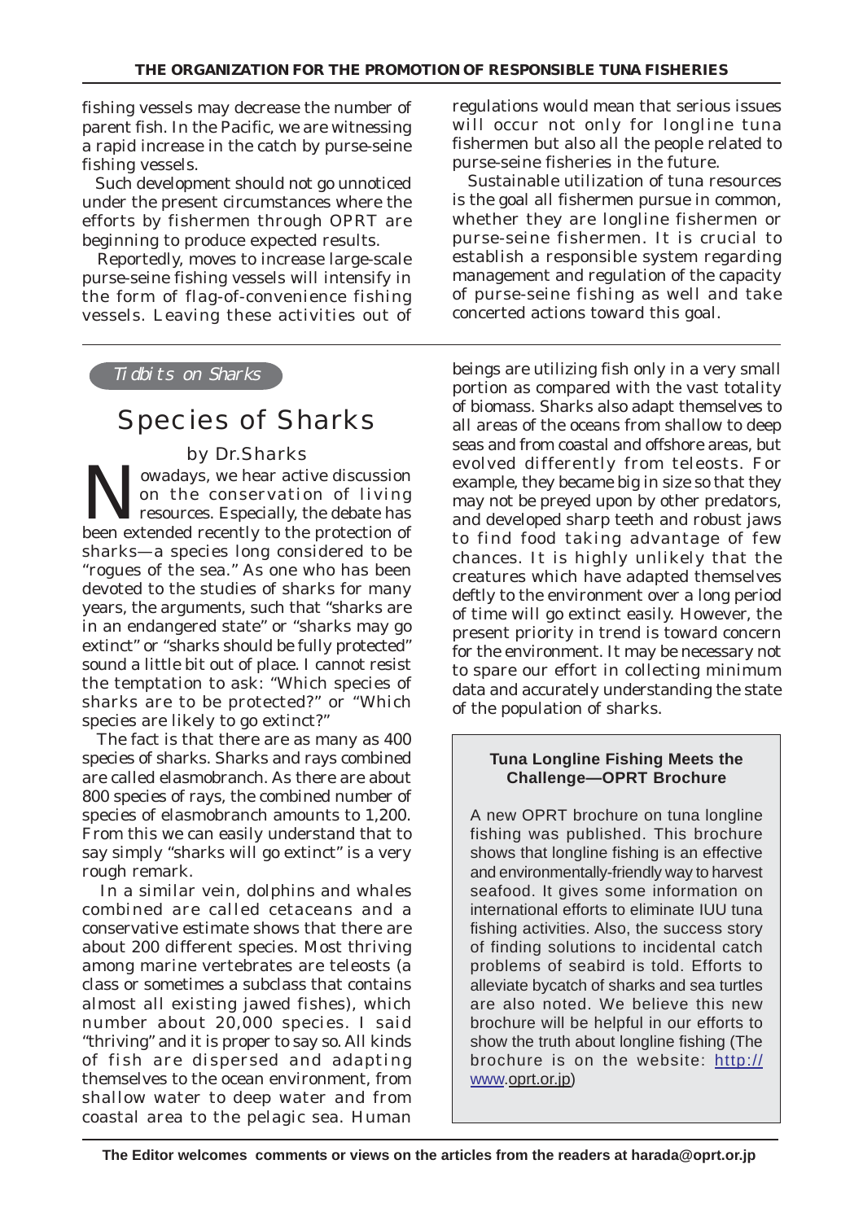fishing vessels may decrease the number of parent fish. In the Pacific, we are witnessing a rapid increase in the catch by purse-seine fishing vessels.

Such development should not go unnoticed under the present circumstances where the efforts by fishermen through OPRT are beginning to produce expected results.

Reportedly, moves to increase large-scale purse-seine fishing vessels will intensify in the form of flag-of-convenience fishing vessels. Leaving these activities out of regulations would mean that serious issues will occur not only for longline tuna fishermen but also all the people related to purse-seine fisheries in the future.

Sustainable utilization of tuna resources is the goal all fishermen pursue in common, whether they are longline fishermen or purse-seine fishermen. It is crucial to establish a responsible system regarding management and regulation of the capacity of purse-seine fishing as well and take concerted actions toward this goal.

---

*Tidbits on Sharks*

## Species of Sharks

by Dr.Sharks

Nowadays, we hear active discussion on the conservation of living resources. Especially, the debate has been extended recently to the protection of sharks—a species long considered to be "rogues of the sea." As one who has been devoted to the studies of sharks for many years, the arguments, such that "sharks are in an endangered state" or "sharks may go extinct" or "sharks should be fully protected" sound a little bit out of place. I cannot resist the temptation to ask: "Which species of sharks are to be protected?" or "Which species are likely to go extinct?"

The fact is that there are as many as 400 species of sharks. Sharks and rays combined are called elasmobranch. As there are about 800 species of rays, the combined number of species of elasmobranch amounts to 1,200. From this we can easily understand that to say simply "sharks will go extinct" is a very rough remark.

In a similar vein, dolphins and whales combined are called cetaceans and a conservative estimate shows that there are about 200 different species. Most thriving among marine vertebrates are teleosts (a class or sometimes a subclass that contains almost all existing jawed fishes), which number about 20,000 species. I said "thriving" and it is proper to say so. All kinds of fish are dispersed and adapting themselves to the ocean environment, from shallow water to deep water and from coastal area to the pelagic sea. Human beings are utilizing fish only in a very small portion as compared with the vast totality of biomass. Sharks also adapt themselves to all areas of the oceans from shallow to deep seas and from coastal and offshore areas, but evolved differently from teleosts. For example, they became big in size so that they may not be preyed upon by other predators, and developed sharp teeth and robust jaws to find food taking advantage of few chances. It is highly unlikely that the creatures which have adapted themselves deftly to the environment over a long period of time will go extinct easily. However, the present priority in trend is toward concern for the environment. It may be necessary not to spare our effort in collecting minimum data and accurately understanding the state of the population of sharks.

---

**Tuna Longline Fishing Meets the Challenge—OPRT Brochure**

A new OPRT brochure on tuna longline fishing was published. This brochure shows that longline fishing is an effective and environmentally-friendly way to harvest seafood. It gives some information on international efforts to eliminate IUU tuna fishing activities. Also, the success story of finding solutions to incidental catch problems of seabird is told. Efforts to alleviate bycatch of sharks and sea turtles are also noted. We believe this new brochure will be helpful in our efforts to show the truth about longline fishing (The brochure is on the website: http://www.oprt.or.jp)

---

**The Editor welcomes comments or views on the articles from the readers at harada@oprt.or.jp**